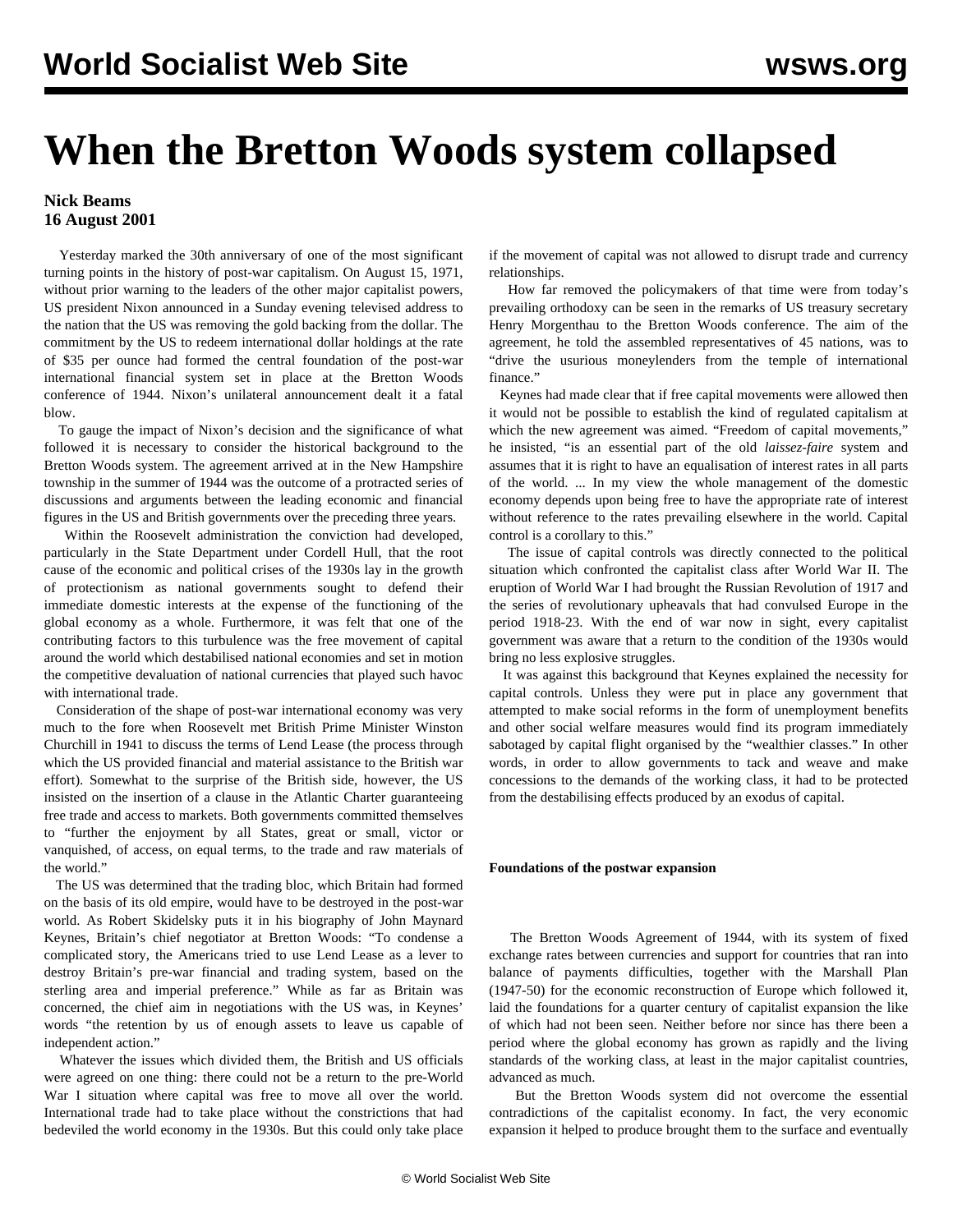# When the Bretton Woods system collapsed

**Nick Beams**
**16 August 2001**

Yesterday marked the 30th anniversary of one of the most significant turning points in the history of post-war capitalism. On August 15, 1971, without prior warning to the leaders of the other major capitalist powers, US president Nixon announced in a Sunday evening televised address to the nation that the US was removing the gold backing from the dollar. The commitment by the US to redeem international dollar holdings at the rate of $35 per ounce had formed the central foundation of the post-war international financial system set in place at the Bretton Woods conference of 1944. Nixon's unilateral announcement dealt it a fatal blow.

To gauge the impact of Nixon's decision and the significance of what followed it is necessary to consider the historical background to the Bretton Woods system. The agreement arrived at in the New Hampshire township in the summer of 1944 was the outcome of a protracted series of discussions and arguments between the leading economic and financial figures in the US and British governments over the preceding three years.

Within the Roosevelt administration the conviction had developed, particularly in the State Department under Cordell Hull, that the root cause of the economic and political crises of the 1930s lay in the growth of protectionism as national governments sought to defend their immediate domestic interests at the expense of the functioning of the global economy as a whole. Furthermore, it was felt that one of the contributing factors to this turbulence was the free movement of capital around the world which destabilised national economies and set in motion the competitive devaluation of national currencies that played such havoc with international trade.

Consideration of the shape of post-war international economy was very much to the fore when Roosevelt met British Prime Minister Winston Churchill in 1941 to discuss the terms of Lend Lease (the process through which the US provided financial and material assistance to the British war effort). Somewhat to the surprise of the British side, however, the US insisted on the insertion of a clause in the Atlantic Charter guaranteeing free trade and access to markets. Both governments committed themselves to "further the enjoyment by all States, great or small, victor or vanquished, of access, on equal terms, to the trade and raw materials of the world."

The US was determined that the trading bloc, which Britain had formed on the basis of its old empire, would have to be destroyed in the post-war world. As Robert Skidelsky puts it in his biography of John Maynard Keynes, Britain's chief negotiator at Bretton Woods: "To condense a complicated story, the Americans tried to use Lend Lease as a lever to destroy Britain's pre-war financial and trading system, based on the sterling area and imperial preference." While as far as Britain was concerned, the chief aim in negotiations with the US was, in Keynes' words "the retention by us of enough assets to leave us capable of independent action."

Whatever the issues which divided them, the British and US officials were agreed on one thing: there could not be a return to the pre-World War I situation where capital was free to move all over the world. International trade had to take place without the constrictions that had bedeviled the world economy in the 1930s. But this could only take place if the movement of capital was not allowed to disrupt trade and currency relationships.

How far removed the policymakers of that time were from today's prevailing orthodoxy can be seen in the remarks of US treasury secretary Henry Morgenthau to the Bretton Woods conference. The aim of the agreement, he told the assembled representatives of 45 nations, was to "drive the usurious moneylenders from the temple of international finance."

Keynes had made clear that if free capital movements were allowed then it would not be possible to establish the kind of regulated capitalism at which the new agreement was aimed. "Freedom of capital movements," he insisted, "is an essential part of the old *laissez-faire* system and assumes that it is right to have an equalisation of interest rates in all parts of the world. ... In my view the whole management of the domestic economy depends upon being free to have the appropriate rate of interest without reference to the rates prevailing elsewhere in the world. Capital control is a corollary to this."

The issue of capital controls was directly connected to the political situation which confronted the capitalist class after World War II. The eruption of World War I had brought the Russian Revolution of 1917 and the series of revolutionary upheavals that had convulsed Europe in the period 1918-23. With the end of war now in sight, every capitalist government was aware that a return to the condition of the 1930s would bring no less explosive struggles.

It was against this background that Keynes explained the necessity for capital controls. Unless they were put in place any government that attempted to make social reforms in the form of unemployment benefits and other social welfare measures would find its program immediately sabotaged by capital flight organised by the "wealthier classes." In other words, in order to allow governments to tack and weave and make concessions to the demands of the working class, it had to be protected from the destabilising effects produced by an exodus of capital.

**Foundations of the postwar expansion**

The Bretton Woods Agreement of 1944, with its system of fixed exchange rates between currencies and support for countries that ran into balance of payments difficulties, together with the Marshall Plan (1947-50) for the economic reconstruction of Europe which followed it, laid the foundations for a quarter century of capitalist expansion the like of which had not been seen. Neither before nor since has there been a period where the global economy has grown as rapidly and the living standards of the working class, at least in the major capitalist countries, advanced as much.

But the Bretton Woods system did not overcome the essential contradictions of the capitalist economy. In fact, the very economic expansion it helped to produce brought them to the surface and eventually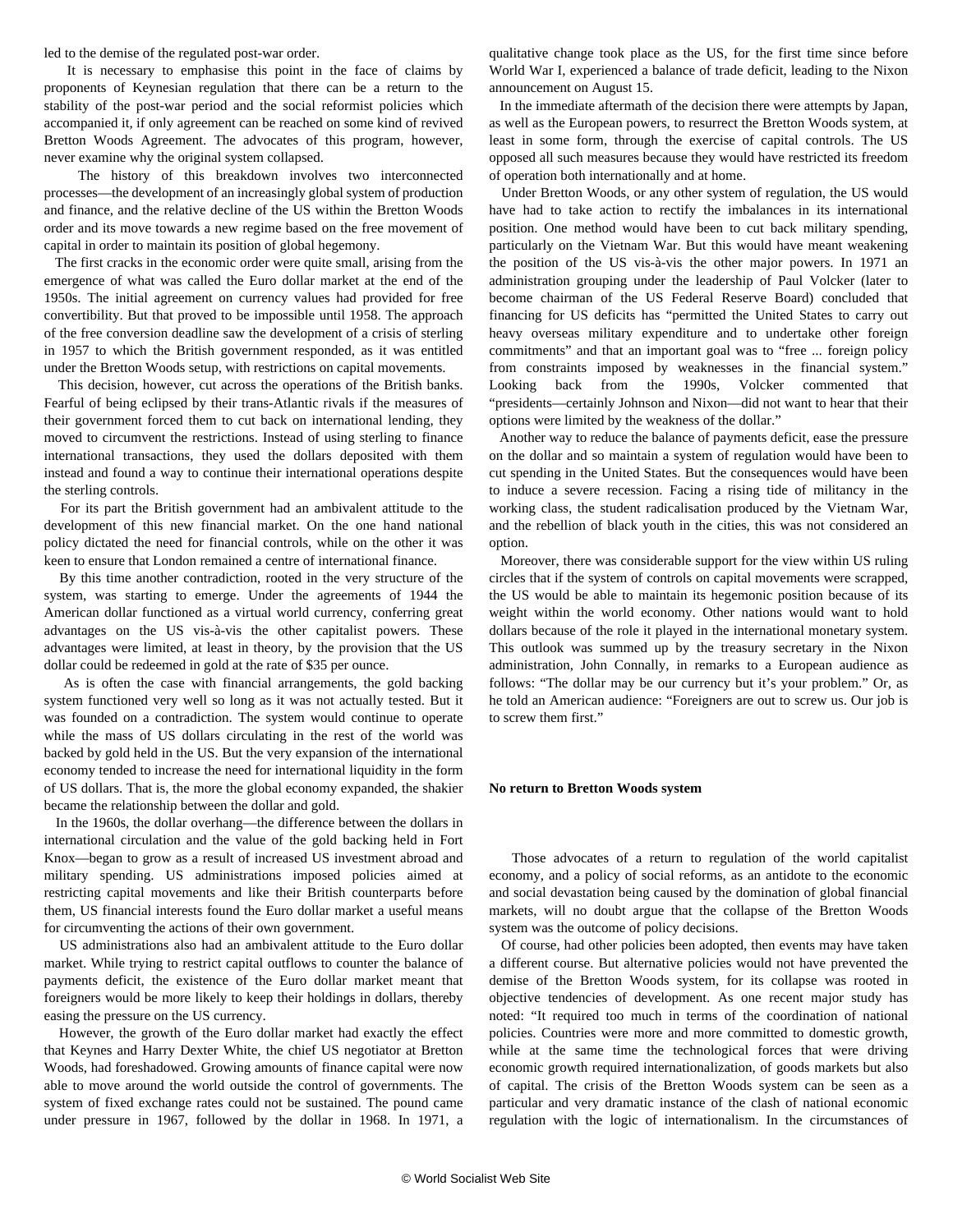led to the demise of the regulated post-war order.

It is necessary to emphasise this point in the face of claims by proponents of Keynesian regulation that there can be a return to the stability of the post-war period and the social reformist policies which accompanied it, if only agreement can be reached on some kind of revived Bretton Woods Agreement. The advocates of this program, however, never examine why the original system collapsed.

The history of this breakdown involves two interconnected processes—the development of an increasingly global system of production and finance, and the relative decline of the US within the Bretton Woods order and its move towards a new regime based on the free movement of capital in order to maintain its position of global hegemony.

The first cracks in the economic order were quite small, arising from the emergence of what was called the Euro dollar market at the end of the 1950s. The initial agreement on currency values had provided for free convertibility. But that proved to be impossible until 1958. The approach of the free conversion deadline saw the development of a crisis of sterling in 1957 to which the British government responded, as it was entitled under the Bretton Woods setup, with restrictions on capital movements.

This decision, however, cut across the operations of the British banks. Fearful of being eclipsed by their trans-Atlantic rivals if the measures of their government forced them to cut back on international lending, they moved to circumvent the restrictions. Instead of using sterling to finance international transactions, they used the dollars deposited with them instead and found a way to continue their international operations despite the sterling controls.

For its part the British government had an ambivalent attitude to the development of this new financial market. On the one hand national policy dictated the need for financial controls, while on the other it was keen to ensure that London remained a centre of international finance.

By this time another contradiction, rooted in the very structure of the system, was starting to emerge. Under the agreements of 1944 the American dollar functioned as a virtual world currency, conferring great advantages on the US vis-à-vis the other capitalist powers. These advantages were limited, at least in theory, by the provision that the US dollar could be redeemed in gold at the rate of $35 per ounce.

As is often the case with financial arrangements, the gold backing system functioned very well so long as it was not actually tested. But it was founded on a contradiction. The system would continue to operate while the mass of US dollars circulating in the rest of the world was backed by gold held in the US. But the very expansion of the international economy tended to increase the need for international liquidity in the form of US dollars. That is, the more the global economy expanded, the shakier became the relationship between the dollar and gold.

In the 1960s, the dollar overhang—the difference between the dollars in international circulation and the value of the gold backing held in Fort Knox—began to grow as a result of increased US investment abroad and military spending. US administrations imposed policies aimed at restricting capital movements and like their British counterparts before them, US financial interests found the Euro dollar market a useful means for circumventing the actions of their own government.

US administrations also had an ambivalent attitude to the Euro dollar market. While trying to restrict capital outflows to counter the balance of payments deficit, the existence of the Euro dollar market meant that foreigners would be more likely to keep their holdings in dollars, thereby easing the pressure on the US currency.

However, the growth of the Euro dollar market had exactly the effect that Keynes and Harry Dexter White, the chief US negotiator at Bretton Woods, had foreshadowed. Growing amounts of finance capital were now able to move around the world outside the control of governments. The system of fixed exchange rates could not be sustained. The pound came under pressure in 1967, followed by the dollar in 1968. In 1971, a qualitative change took place as the US, for the first time since before World War I, experienced a balance of trade deficit, leading to the Nixon announcement on August 15.

In the immediate aftermath of the decision there were attempts by Japan, as well as the European powers, to resurrect the Bretton Woods system, at least in some form, through the exercise of capital controls. The US opposed all such measures because they would have restricted its freedom of operation both internationally and at home.

Under Bretton Woods, or any other system of regulation, the US would have had to take action to rectify the imbalances in its international position. One method would have been to cut back military spending, particularly on the Vietnam War. But this would have meant weakening the position of the US vis-à-vis the other major powers. In 1971 an administration grouping under the leadership of Paul Volcker (later to become chairman of the US Federal Reserve Board) concluded that financing for US deficits has "permitted the United States to carry out heavy overseas military expenditure and to undertake other foreign commitments" and that an important goal was to "free ... foreign policy from constraints imposed by weaknesses in the financial system." Looking back from the 1990s, Volcker commented that "presidents—certainly Johnson and Nixon—did not want to hear that their options were limited by the weakness of the dollar."

Another way to reduce the balance of payments deficit, ease the pressure on the dollar and so maintain a system of regulation would have been to cut spending in the United States. But the consequences would have been to induce a severe recession. Facing a rising tide of militancy in the working class, the student radicalisation produced by the Vietnam War, and the rebellion of black youth in the cities, this was not considered an option.

Moreover, there was considerable support for the view within US ruling circles that if the system of controls on capital movements were scrapped, the US would be able to maintain its hegemonic position because of its weight within the world economy. Other nations would want to hold dollars because of the role it played in the international monetary system. This outlook was summed up by the treasury secretary in the Nixon administration, John Connally, in remarks to a European audience as follows: "The dollar may be our currency but it's your problem." Or, as he told an American audience: "Foreigners are out to screw us. Our job is to screw them first."

**No return to Bretton Woods system**

Those advocates of a return to regulation of the world capitalist economy, and a policy of social reforms, as an antidote to the economic and social devastation being caused by the domination of global financial markets, will no doubt argue that the collapse of the Bretton Woods system was the outcome of policy decisions.

Of course, had other policies been adopted, then events may have taken a different course. But alternative policies would not have prevented the demise of the Bretton Woods system, for its collapse was rooted in objective tendencies of development. As one recent major study has noted: "It required too much in terms of the coordination of national policies. Countries were more and more committed to domestic growth, while at the same time the technological forces that were driving economic growth required internationalization, of goods markets but also of capital. The crisis of the Bretton Woods system can be seen as a particular and very dramatic instance of the clash of national economic regulation with the logic of internationalism. In the circumstances of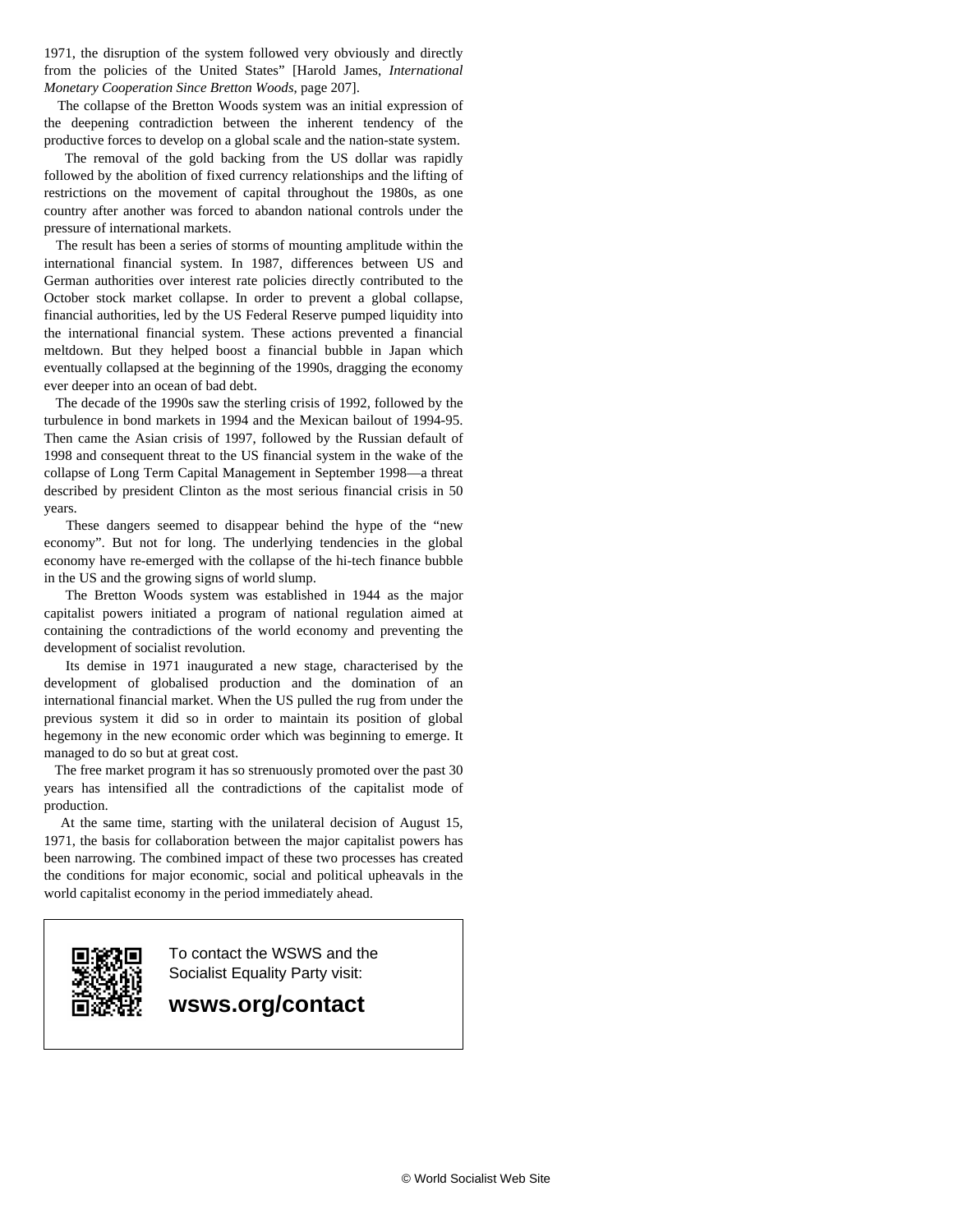1971, the disruption of the system followed very obviously and directly from the policies of the United States" [Harold James, *International Monetary Cooperation Since Bretton Woods*, page 207].

The collapse of the Bretton Woods system was an initial expression of the deepening contradiction between the inherent tendency of the productive forces to develop on a global scale and the nation-state system.

The removal of the gold backing from the US dollar was rapidly followed by the abolition of fixed currency relationships and the lifting of restrictions on the movement of capital throughout the 1980s, as one country after another was forced to abandon national controls under the pressure of international markets.

The result has been a series of storms of mounting amplitude within the international financial system. In 1987, differences between US and German authorities over interest rate policies directly contributed to the October stock market collapse. In order to prevent a global collapse, financial authorities, led by the US Federal Reserve pumped liquidity into the international financial system. These actions prevented a financial meltdown. But they helped boost a financial bubble in Japan which eventually collapsed at the beginning of the 1990s, dragging the economy ever deeper into an ocean of bad debt.

The decade of the 1990s saw the sterling crisis of 1992, followed by the turbulence in bond markets in 1994 and the Mexican bailout of 1994-95. Then came the Asian crisis of 1997, followed by the Russian default of 1998 and consequent threat to the US financial system in the wake of the collapse of Long Term Capital Management in September 1998—a threat described by president Clinton as the most serious financial crisis in 50 years.

These dangers seemed to disappear behind the hype of the "new economy". But not for long. The underlying tendencies in the global economy have re-emerged with the collapse of the hi-tech finance bubble in the US and the growing signs of world slump.

The Bretton Woods system was established in 1944 as the major capitalist powers initiated a program of national regulation aimed at containing the contradictions of the world economy and preventing the development of socialist revolution.

Its demise in 1971 inaugurated a new stage, characterised by the development of globalised production and the domination of an international financial market. When the US pulled the rug from under the previous system it did so in order to maintain its position of global hegemony in the new economic order which was beginning to emerge. It managed to do so but at great cost.

The free market program it has so strenuously promoted over the past 30 years has intensified all the contradictions of the capitalist mode of production.

At the same time, starting with the unilateral decision of August 15, 1971, the basis for collaboration between the major capitalist powers has been narrowing. The combined impact of these two processes has created the conditions for major economic, social and political upheavals in the world capitalist economy in the period immediately ahead.

To contact the WSWS and the Socialist Equality Party visit:

**wsws.org/contact**